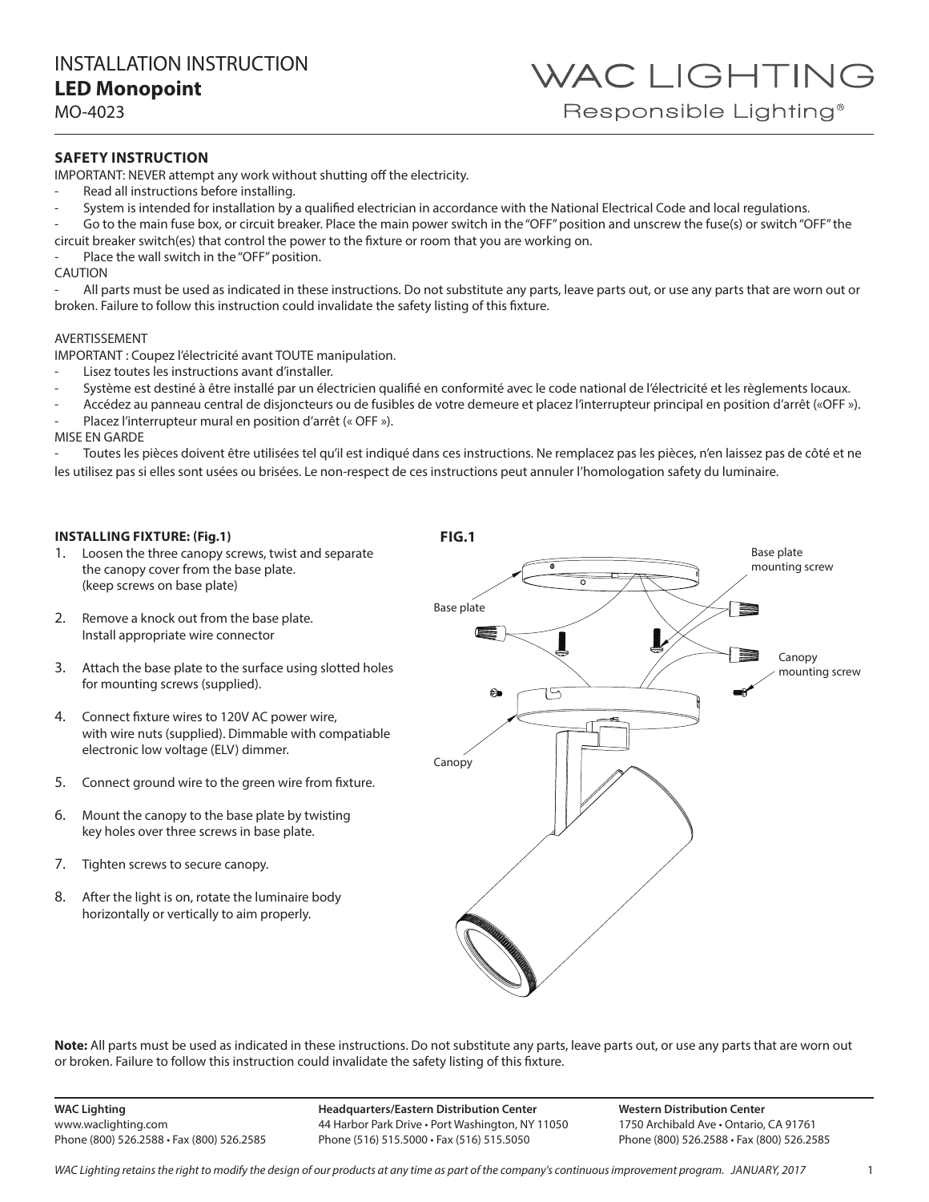# INSTALLATION INSTRUCTION

## LED Monopoint

MO-4023

WAC LIGHTING
Responsible Lighting®

### SAFETY INSTRUCTION

IMPORTANT: NEVER attempt any work without shutting off the electricity.

- Read all instructions before installing.
- System is intended for installation by a qualified electrician in accordance with the National Electrical Code and local regulations.
- Go to the main fuse box, or circuit breaker. Place the main power switch in the "OFF" position and unscrew the fuse(s) or switch "OFF" the circuit breaker switch(es) that control the power to the fixture or room that you are working on.
- Place the wall switch in the "OFF" position.

CAUTION

- All parts must be used as indicated in these instructions. Do not substitute any parts, leave parts out, or use any parts that are worn out or broken. Failure to follow this instruction could invalidate the safety listing of this fixture.

AVERTISSEMENT

IMPORTANT : Coupez l'électricité avant TOUTE manipulation.

- Lisez toutes les instructions avant d'installer.
- Système est destiné à être installé par un électricien qualifié en conformité avec le code national de l'électricité et les règlements locaux.
- Accédez au panneau central de disjoncteurs ou de fusibles de votre demeure et placez l'interrupteur principal en position d'arrêt («OFF »).
- Placez l'interrupteur mural en position d'arrêt (« OFF »).

MISE EN GARDE

- Toutes les pièces doivent être utilisées tel qu'il est indiqué dans ces instructions. Ne remplacez pas les pièces, n'en laissez pas de côté et ne les utilisez pas si elles sont usées ou brisées. Le non-respect de ces instructions peut annuler l'homologation safety du luminaire.

### INSTALLING FIXTURE: (Fig.1)

1. Loosen the three canopy screws, twist and separate the canopy cover from the base plate. (keep screws on base plate)
2. Remove a knock out from the base plate. Install appropriate wire connector
3. Attach the base plate to the surface using slotted holes for mounting screws (supplied).
4. Connect fixture wires to 120V AC power wire, with wire nuts (supplied). Dimmable with compatiable electronic low voltage (ELV) dimmer.
5. Connect ground wire to the green wire from fixture.
6. Mount the canopy to the base plate by twisting key holes over three screws in base plate.
7. Tighten screws to secure canopy.
8. After the light is on, rotate the luminaire body horizontally or vertically to aim properly.

**FIG.1**

Base plate
Base plate mounting screw
Canopy mounting screw
Canopy

**Note:** All parts must be used as indicated in these instructions. Do not substitute any parts, leave parts out, or use any parts that are worn out or broken. Failure to follow this instruction could invalidate the safety listing of this fixture.

**WAC Lighting**
www.waclighting.com
Phone (800) 526.2588 • Fax (800) 526.2585

**Headquarters/Eastern Distribution Center**
44 Harbor Park Drive • Port Washington, NY 11050
Phone (516) 515.5000 • Fax (516) 515.5050

**Western Distribution Center**
1750 Archibald Ave • Ontario, CA 91761
Phone (800) 526.2588 • Fax (800) 526.2585

*WAC Lighting retains the right to modify the design of our products at any time as part of the company's continuous improvement program. JANUARY, 2017*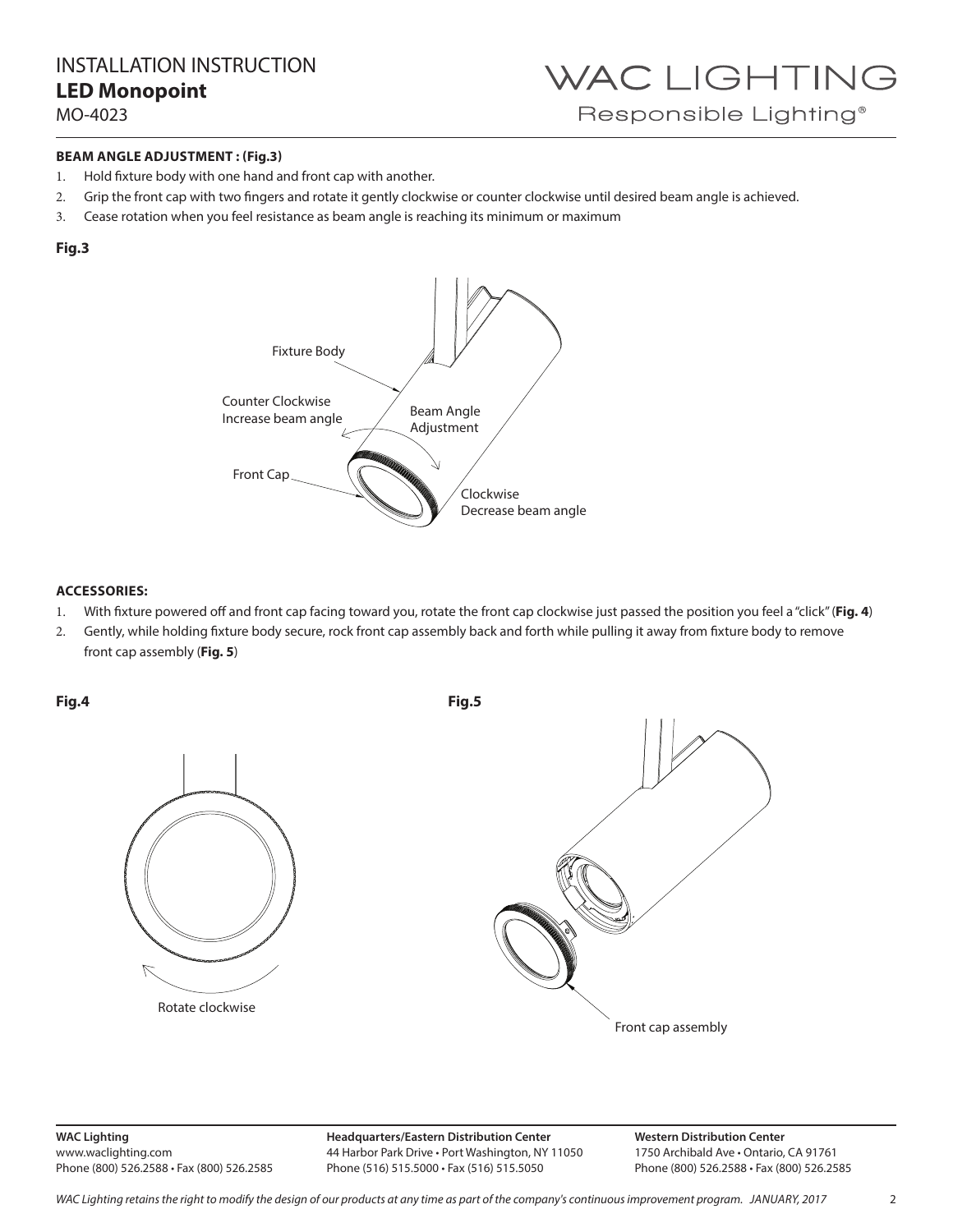## BEAM ANGLE ADJUSTMENT : (Fig.3)

1. Hold fixture body with one hand and front cap with another.
2. Grip the front cap with two fingers and rotate it gently clockwise or counter clockwise until desired beam angle is achieved.
3. Cease rotation when you feel resistance as beam angle is reaching its minimum or maximum

**Fig.3**

Fixture Body

Counter Clockwise
Increase beam angle

Beam Angle
Adjustment

Front Cap

Clockwise
Decrease beam angle

## ACCESSORIES:

1. With fixture powered off and front cap facing toward you, rotate the front cap clockwise just passed the position you feel a "click" (**Fig. 4**)
2. Gently, while holding fixture body secure, rock front cap assembly back and forth while pulling it away from fixture body to remove front cap assembly (**Fig. 5**)

**Fig.4**

Rotate clockwise

**Fig.5**

Front cap assembly

**WAC Lighting**
www.waclighting.com
Phone (800) 526.2588 • Fax (800) 526.2585

**Headquarters/Eastern Distribution Center**
44 Harbor Park Drive • Port Washington, NY 11050
Phone (516) 515.5000 • Fax (516) 515.5050

**Western Distribution Center**
1750 Archibald Ave • Ontario, CA 91761
Phone (800) 526.2588 • Fax (800) 526.2585

*WAC Lighting retains the right to modify the design of our products at any time as part of the company's continuous improvement program. JANUARY, 2017*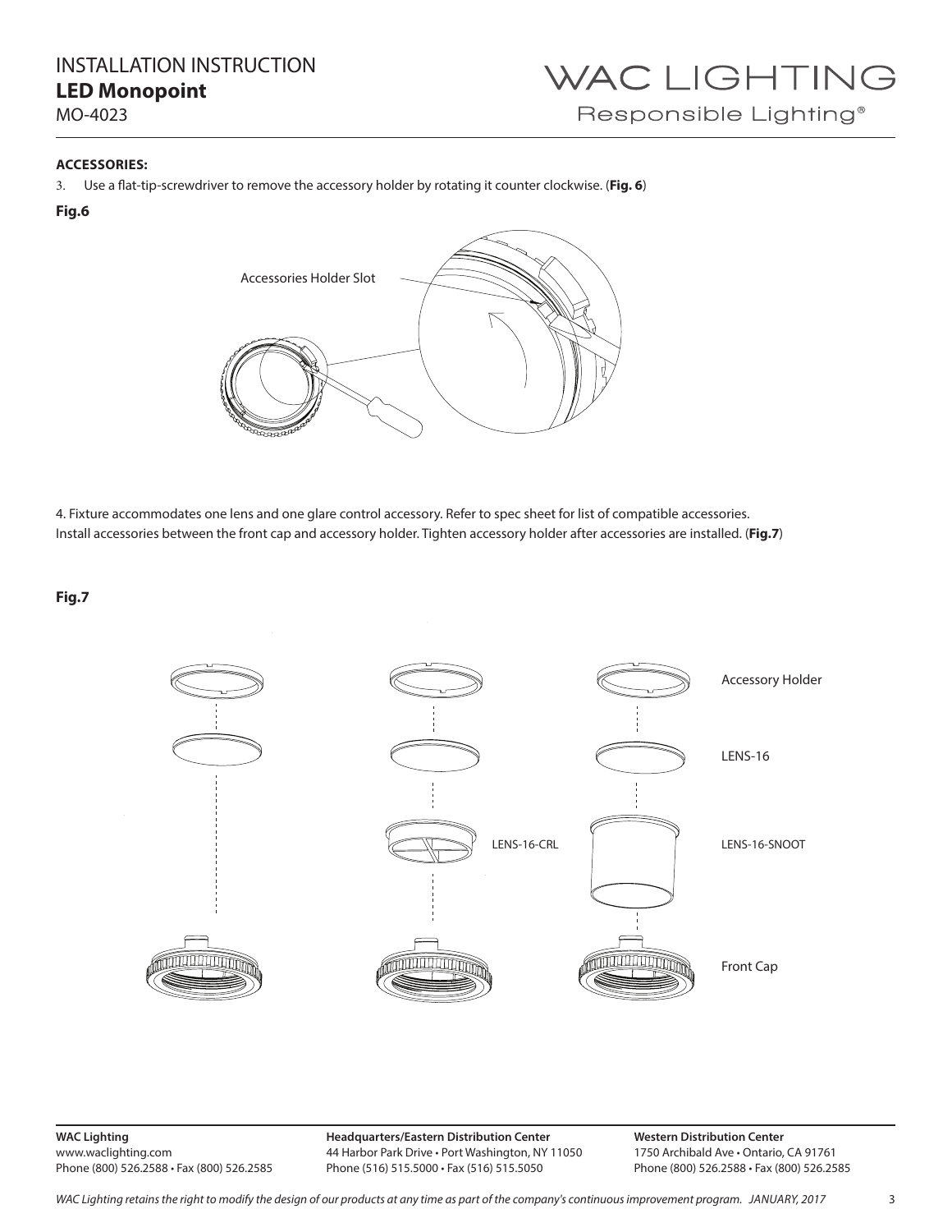**ACCESSORIES:**

3. Use a flat-tip-screwdriver to remove the accessory holder by rotating it counter clockwise. (**Fig. 6**)

**Fig.6**

Accessories Holder Slot

4. Fixture accommodates one lens and one glare control accessory. Refer to spec sheet for list of compatible accessories.
Install accessories between the front cap and accessory holder. Tighten accessory holder after accessories are installed. (**Fig.7**)

**Fig.7**

Accessory Holder

LENS-16

LENS-16-CRL

LENS-16-SNOOT

Front Cap

**WAC Lighting**
www.waclighting.com
Phone (800) 526.2588 • Fax (800) 526.2585

**Headquarters/Eastern Distribution Center**
44 Harbor Park Drive • Port Washington, NY 11050
Phone (516) 515.5000 • Fax (516) 515.5050

**Western Distribution Center**
1750 Archibald Ave • Ontario, CA 91761
Phone (800) 526.2588 • Fax (800) 526.2585

*WAC Lighting retains the right to modify the design of our products at any time as part of the company's continuous improvement program. JANUARY, 2017*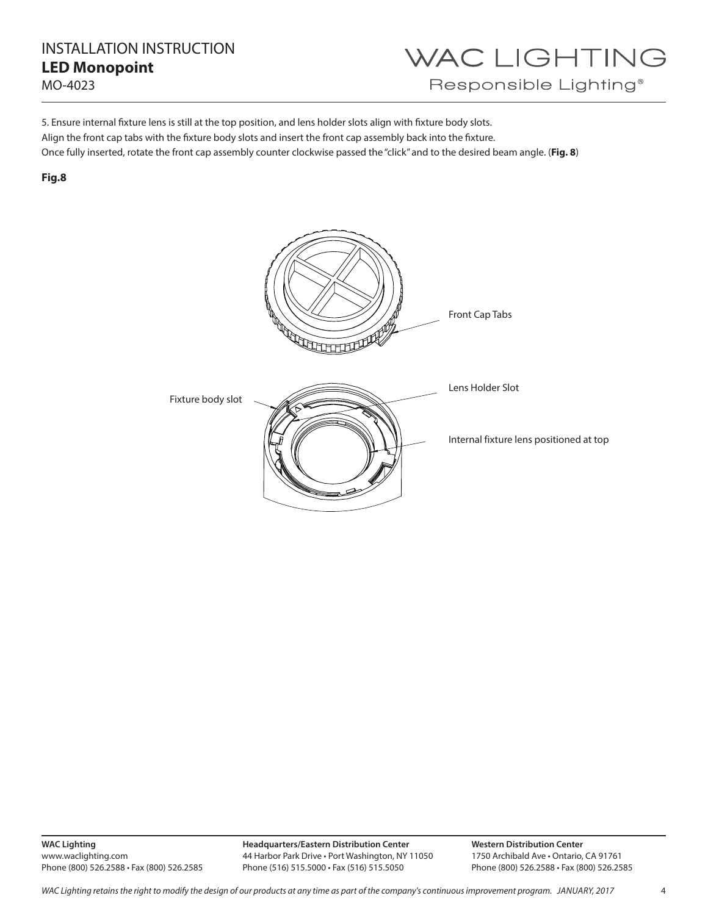5. Ensure internal fixture lens is still at the top position, and lens holder slots align with fixture body slots.
Align the front cap tabs with the fixture body slots and insert the front cap assembly back into the fixture.
Once fully inserted, rotate the front cap assembly counter clockwise passed the "click" and to the desired beam angle. (**Fig. 8**)

**Fig.8**

Front Cap Tabs

Fixture body slot

Lens Holder Slot

Internal fixture lens positioned at top